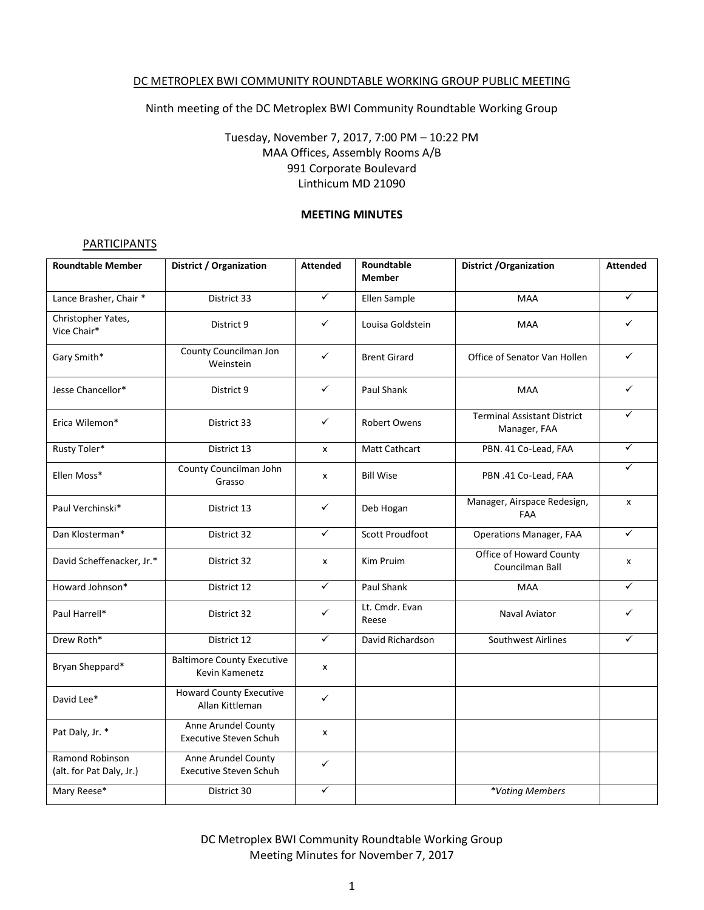DC METROPLEX BWI COMMUNITY ROUNDTABLE WORKING GROUP PUBLIC MEETING

Ninth meeting of the DC Metroplex BWI Community Roundtable Working Group

Tuesday, November 7, 2017, 7:00 PM – 10:22 PM
MAA Offices, Assembly Rooms A/B
991 Corporate Boulevard
Linthicum MD 21090

**MEETING MINUTES**

PARTICIPANTS

| Roundtable Member | District / Organization | Attended | Roundtable Member | District /Organization | Attended |
|---|---|---|---|---|---|
| Lance Brasher, Chair * | District 33 | ✓ | Ellen Sample | MAA | ✓ |
| Christopher Yates, Vice Chair* | District 9 | ✓ | Louisa Goldstein | MAA | ✓ |
| Gary Smith* | County Councilman Jon Weinstein | ✓ | Brent Girard | Office of Senator Van Hollen | ✓ |
| Jesse Chancellor* | District 9 | ✓ | Paul Shank | MAA | ✓ |
| Erica Wilemon* | District 33 | ✓ | Robert Owens | Terminal Assistant District Manager, FAA | ✓ |
| Rusty Toler* | District 13 | x | Matt Cathcart | PBN. 41 Co-Lead, FAA | ✓ |
| Ellen Moss* | County Councilman John Grasso | x | Bill Wise | PBN .41 Co-Lead, FAA | ✓ |
| Paul Verchinski* | District 13 | ✓ | Deb Hogan | Manager, Airspace Redesign, FAA | x |
| Dan Klosterman* | District 32 | ✓ | Scott Proudfoot | Operations Manager, FAA | ✓ |
| David Scheffenacker, Jr.* | District 32 | x | Kim Pruim | Office of Howard County Councilman Ball | x |
| Howard Johnson* | District 12 | ✓ | Paul Shank | MAA | ✓ |
| Paul Harrell* | District 32 | ✓ | Lt. Cmdr. Evan Reese | Naval Aviator | ✓ |
| Drew Roth* | District 12 | ✓ | David Richardson | Southwest Airlines | ✓ |
| Bryan Sheppard* | Baltimore County Executive Kevin Kamenetz | x | | | |
| David Lee* | Howard County Executive Allan Kittleman | ✓ | | | |
| Pat Daly, Jr. * | Anne Arundel County Executive Steven Schuh | x | | | |
| Ramond Robinson (alt. for Pat Daly, Jr.) | Anne Arundel County Executive Steven Schuh | ✓ | | | |
| Mary Reese* | District 30 | ✓ | | *\*Voting Members* | |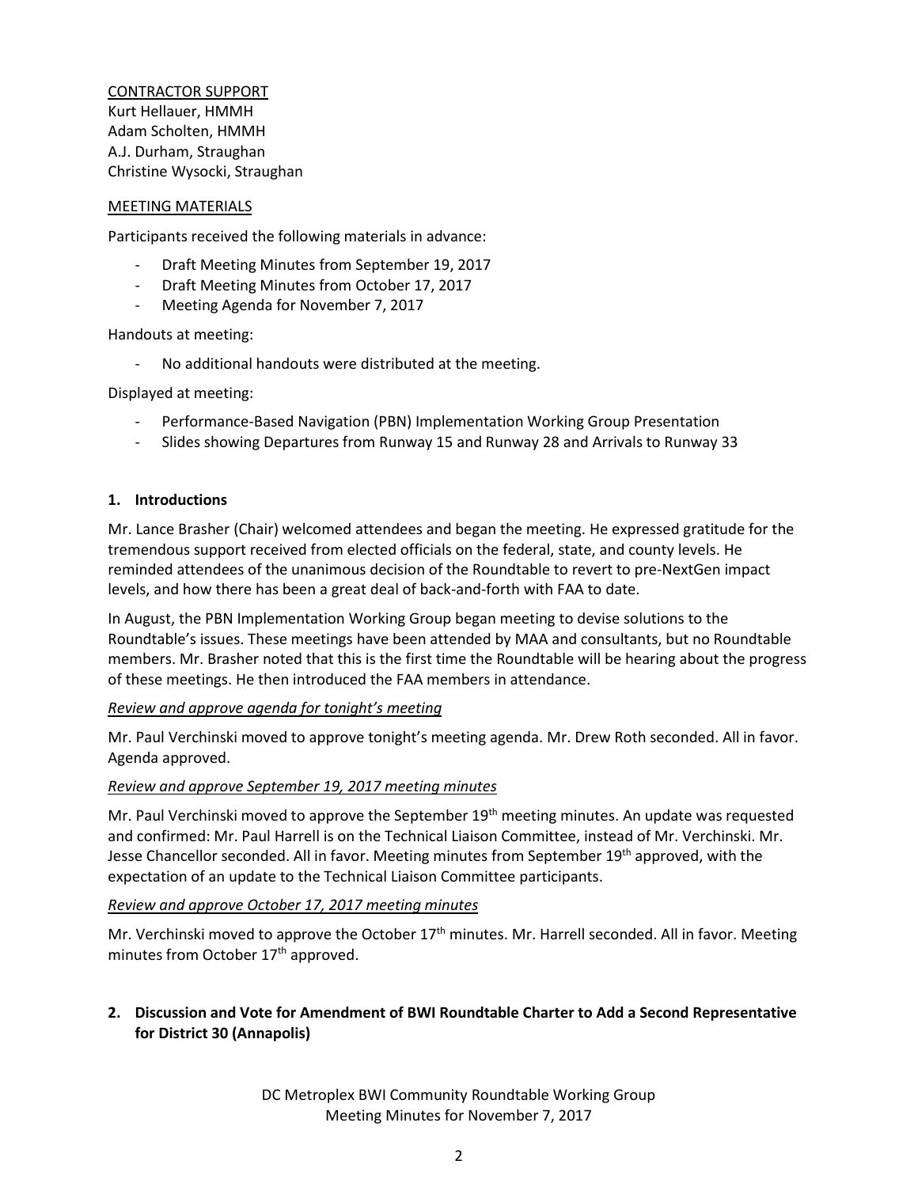CONTRACTOR SUPPORT
Kurt Hellauer, HMMH
Adam Scholten, HMMH
A.J. Durham, Straughan
Christine Wysocki, Straughan

MEETING MATERIALS

Participants received the following materials in advance:

- Draft Meeting Minutes from September 19, 2017
- Draft Meeting Minutes from October 17, 2017
- Meeting Agenda for November 7, 2017

Handouts at meeting:

- No additional handouts were distributed at the meeting.

Displayed at meeting:

- Performance-Based Navigation (PBN) Implementation Working Group Presentation
- Slides showing Departures from Runway 15 and Runway 28 and Arrivals to Runway 33

**1. Introductions**

Mr. Lance Brasher (Chair) welcomed attendees and began the meeting. He expressed gratitude for the tremendous support received from elected officials on the federal, state, and county levels. He reminded attendees of the unanimous decision of the Roundtable to revert to pre-NextGen impact levels, and how there has been a great deal of back-and-forth with FAA to date.

In August, the PBN Implementation Working Group began meeting to devise solutions to the Roundtable's issues. These meetings have been attended by MAA and consultants, but no Roundtable members. Mr. Brasher noted that this is the first time the Roundtable will be hearing about the progress of these meetings. He then introduced the FAA members in attendance.

*Review and approve agenda for tonight's meeting*

Mr. Paul Verchinski moved to approve tonight's meeting agenda. Mr. Drew Roth seconded. All in favor. Agenda approved.

*Review and approve September 19, 2017 meeting minutes*

Mr. Paul Verchinski moved to approve the September 19th meeting minutes. An update was requested and confirmed: Mr. Paul Harrell is on the Technical Liaison Committee, instead of Mr. Verchinski. Mr. Jesse Chancellor seconded. All in favor. Meeting minutes from September 19th approved, with the expectation of an update to the Technical Liaison Committee participants.

*Review and approve October 17, 2017 meeting minutes*

Mr. Verchinski moved to approve the October 17th minutes. Mr. Harrell seconded. All in favor. Meeting minutes from October 17th approved.

**2. Discussion and Vote for Amendment of BWI Roundtable Charter to Add a Second Representative for District 30 (Annapolis)**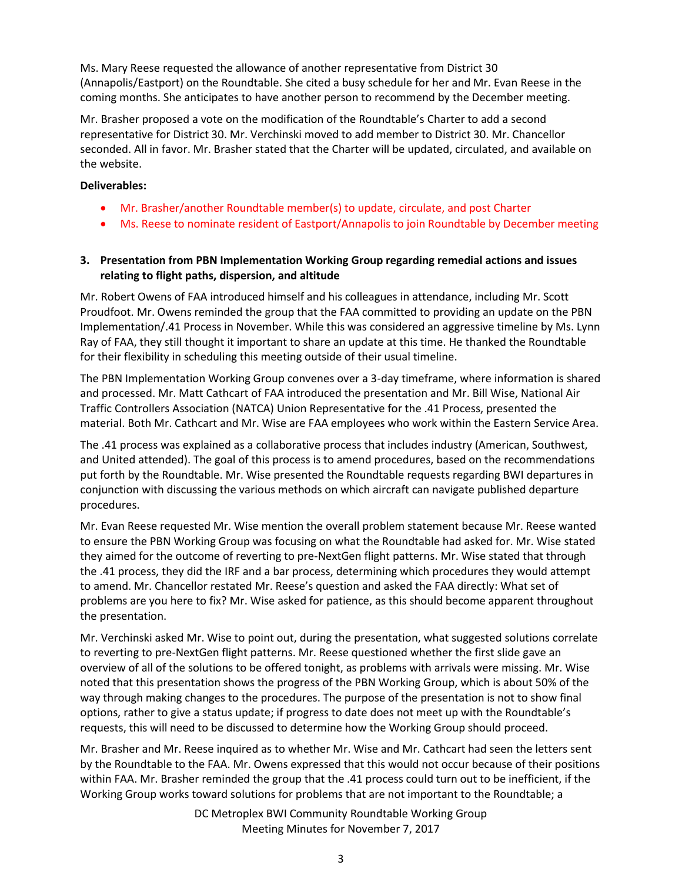Ms. Mary Reese requested the allowance of another representative from District 30 (Annapolis/Eastport) on the Roundtable. She cited a busy schedule for her and Mr. Evan Reese in the coming months. She anticipates to have another person to recommend by the December meeting.

Mr. Brasher proposed a vote on the modification of the Roundtable's Charter to add a second representative for District 30. Mr. Verchinski moved to add member to District 30. Mr. Chancellor seconded. All in favor. Mr. Brasher stated that the Charter will be updated, circulated, and available on the website.

**Deliverables:**

- Mr. Brasher/another Roundtable member(s) to update, circulate, and post Charter
- Ms. Reese to nominate resident of Eastport/Annapolis to join Roundtable by December meeting

**3. Presentation from PBN Implementation Working Group regarding remedial actions and issues relating to flight paths, dispersion, and altitude**

Mr. Robert Owens of FAA introduced himself and his colleagues in attendance, including Mr. Scott Proudfoot. Mr. Owens reminded the group that the FAA committed to providing an update on the PBN Implementation/.41 Process in November. While this was considered an aggressive timeline by Ms. Lynn Ray of FAA, they still thought it important to share an update at this time. He thanked the Roundtable for their flexibility in scheduling this meeting outside of their usual timeline.

The PBN Implementation Working Group convenes over a 3-day timeframe, where information is shared and processed. Mr. Matt Cathcart of FAA introduced the presentation and Mr. Bill Wise, National Air Traffic Controllers Association (NATCA) Union Representative for the .41 Process, presented the material. Both Mr. Cathcart and Mr. Wise are FAA employees who work within the Eastern Service Area.

The .41 process was explained as a collaborative process that includes industry (American, Southwest, and United attended). The goal of this process is to amend procedures, based on the recommendations put forth by the Roundtable. Mr. Wise presented the Roundtable requests regarding BWI departures in conjunction with discussing the various methods on which aircraft can navigate published departure procedures.

Mr. Evan Reese requested Mr. Wise mention the overall problem statement because Mr. Reese wanted to ensure the PBN Working Group was focusing on what the Roundtable had asked for. Mr. Wise stated they aimed for the outcome of reverting to pre-NextGen flight patterns. Mr. Wise stated that through the .41 process, they did the IRF and a bar process, determining which procedures they would attempt to amend. Mr. Chancellor restated Mr. Reese's question and asked the FAA directly: What set of problems are you here to fix? Mr. Wise asked for patience, as this should become apparent throughout the presentation.

Mr. Verchinski asked Mr. Wise to point out, during the presentation, what suggested solutions correlate to reverting to pre-NextGen flight patterns. Mr. Reese questioned whether the first slide gave an overview of all of the solutions to be offered tonight, as problems with arrivals were missing. Mr. Wise noted that this presentation shows the progress of the PBN Working Group, which is about 50% of the way through making changes to the procedures. The purpose of the presentation is not to show final options, rather to give a status update; if progress to date does not meet up with the Roundtable's requests, this will need to be discussed to determine how the Working Group should proceed.

Mr. Brasher and Mr. Reese inquired as to whether Mr. Wise and Mr. Cathcart had seen the letters sent by the Roundtable to the FAA. Mr. Owens expressed that this would not occur because of their positions within FAA. Mr. Brasher reminded the group that the .41 process could turn out to be inefficient, if the Working Group works toward solutions for problems that are not important to the Roundtable; a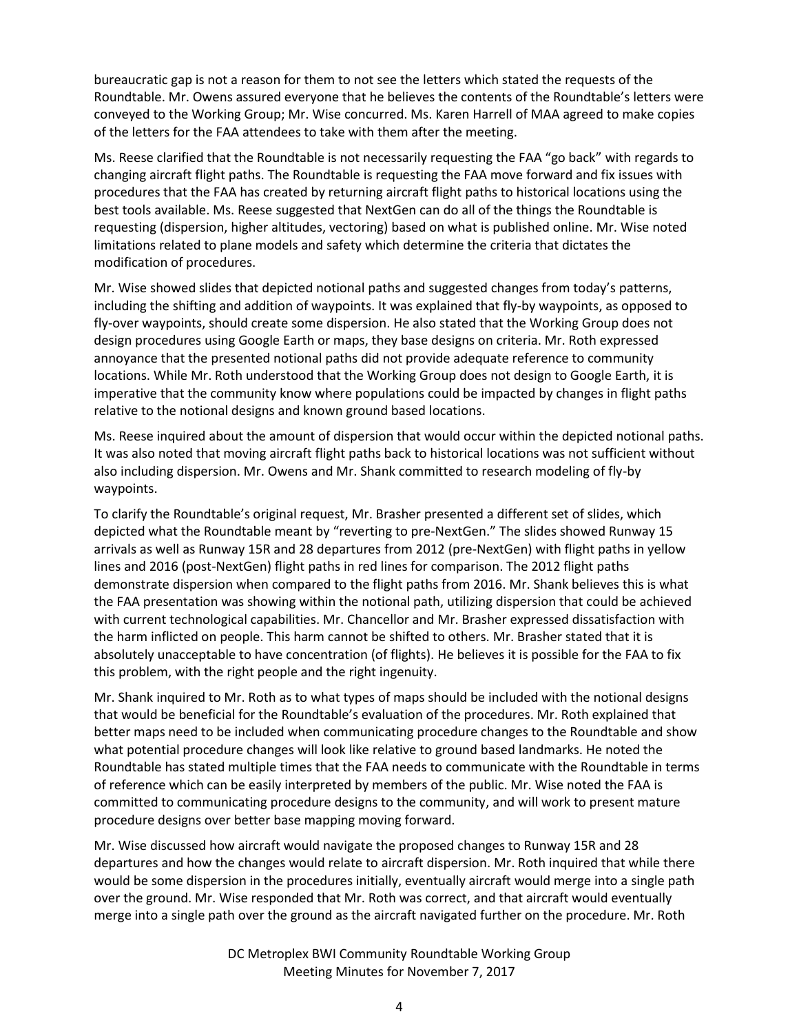bureaucratic gap is not a reason for them to not see the letters which stated the requests of the Roundtable. Mr. Owens assured everyone that he believes the contents of the Roundtable's letters were conveyed to the Working Group; Mr. Wise concurred. Ms. Karen Harrell of MAA agreed to make copies of the letters for the FAA attendees to take with them after the meeting.

Ms. Reese clarified that the Roundtable is not necessarily requesting the FAA "go back" with regards to changing aircraft flight paths. The Roundtable is requesting the FAA move forward and fix issues with procedures that the FAA has created by returning aircraft flight paths to historical locations using the best tools available. Ms. Reese suggested that NextGen can do all of the things the Roundtable is requesting (dispersion, higher altitudes, vectoring) based on what is published online. Mr. Wise noted limitations related to plane models and safety which determine the criteria that dictates the modification of procedures.

Mr. Wise showed slides that depicted notional paths and suggested changes from today's patterns, including the shifting and addition of waypoints. It was explained that fly-by waypoints, as opposed to fly-over waypoints, should create some dispersion. He also stated that the Working Group does not design procedures using Google Earth or maps, they base designs on criteria. Mr. Roth expressed annoyance that the presented notional paths did not provide adequate reference to community locations. While Mr. Roth understood that the Working Group does not design to Google Earth, it is imperative that the community know where populations could be impacted by changes in flight paths relative to the notional designs and known ground based locations.

Ms. Reese inquired about the amount of dispersion that would occur within the depicted notional paths. It was also noted that moving aircraft flight paths back to historical locations was not sufficient without also including dispersion. Mr. Owens and Mr. Shank committed to research modeling of fly-by waypoints.

To clarify the Roundtable's original request, Mr. Brasher presented a different set of slides, which depicted what the Roundtable meant by "reverting to pre-NextGen." The slides showed Runway 15 arrivals as well as Runway 15R and 28 departures from 2012 (pre-NextGen) with flight paths in yellow lines and 2016 (post-NextGen) flight paths in red lines for comparison. The 2012 flight paths demonstrate dispersion when compared to the flight paths from 2016. Mr. Shank believes this is what the FAA presentation was showing within the notional path, utilizing dispersion that could be achieved with current technological capabilities. Mr. Chancellor and Mr. Brasher expressed dissatisfaction with the harm inflicted on people. This harm cannot be shifted to others. Mr. Brasher stated that it is absolutely unacceptable to have concentration (of flights). He believes it is possible for the FAA to fix this problem, with the right people and the right ingenuity.

Mr. Shank inquired to Mr. Roth as to what types of maps should be included with the notional designs that would be beneficial for the Roundtable's evaluation of the procedures. Mr. Roth explained that better maps need to be included when communicating procedure changes to the Roundtable and show what potential procedure changes will look like relative to ground based landmarks. He noted the Roundtable has stated multiple times that the FAA needs to communicate with the Roundtable in terms of reference which can be easily interpreted by members of the public. Mr. Wise noted the FAA is committed to communicating procedure designs to the community, and will work to present mature procedure designs over better base mapping moving forward.

Mr. Wise discussed how aircraft would navigate the proposed changes to Runway 15R and 28 departures and how the changes would relate to aircraft dispersion. Mr. Roth inquired that while there would be some dispersion in the procedures initially, eventually aircraft would merge into a single path over the ground. Mr. Wise responded that Mr. Roth was correct, and that aircraft would eventually merge into a single path over the ground as the aircraft navigated further on the procedure. Mr. Roth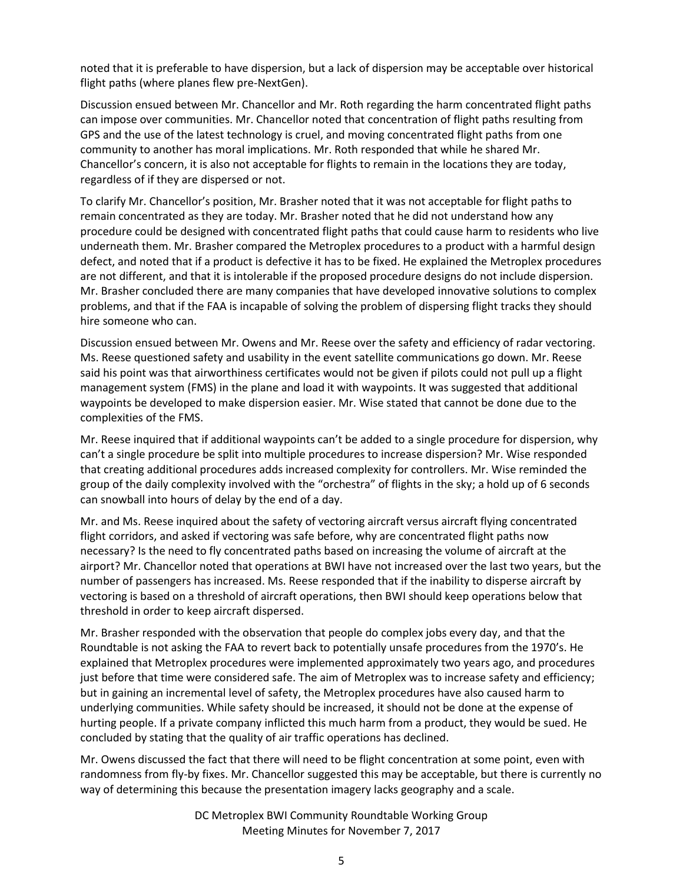noted that it is preferable to have dispersion, but a lack of dispersion may be acceptable over historical flight paths (where planes flew pre-NextGen).

Discussion ensued between Mr. Chancellor and Mr. Roth regarding the harm concentrated flight paths can impose over communities. Mr. Chancellor noted that concentration of flight paths resulting from GPS and the use of the latest technology is cruel, and moving concentrated flight paths from one community to another has moral implications. Mr. Roth responded that while he shared Mr. Chancellor's concern, it is also not acceptable for flights to remain in the locations they are today, regardless of if they are dispersed or not.

To clarify Mr. Chancellor's position, Mr. Brasher noted that it was not acceptable for flight paths to remain concentrated as they are today. Mr. Brasher noted that he did not understand how any procedure could be designed with concentrated flight paths that could cause harm to residents who live underneath them. Mr. Brasher compared the Metroplex procedures to a product with a harmful design defect, and noted that if a product is defective it has to be fixed. He explained the Metroplex procedures are not different, and that it is intolerable if the proposed procedure designs do not include dispersion. Mr. Brasher concluded there are many companies that have developed innovative solutions to complex problems, and that if the FAA is incapable of solving the problem of dispersing flight tracks they should hire someone who can.

Discussion ensued between Mr. Owens and Mr. Reese over the safety and efficiency of radar vectoring. Ms. Reese questioned safety and usability in the event satellite communications go down. Mr. Reese said his point was that airworthiness certificates would not be given if pilots could not pull up a flight management system (FMS) in the plane and load it with waypoints. It was suggested that additional waypoints be developed to make dispersion easier. Mr. Wise stated that cannot be done due to the complexities of the FMS.

Mr. Reese inquired that if additional waypoints can't be added to a single procedure for dispersion, why can't a single procedure be split into multiple procedures to increase dispersion? Mr. Wise responded that creating additional procedures adds increased complexity for controllers. Mr. Wise reminded the group of the daily complexity involved with the "orchestra" of flights in the sky; a hold up of 6 seconds can snowball into hours of delay by the end of a day.

Mr. and Ms. Reese inquired about the safety of vectoring aircraft versus aircraft flying concentrated flight corridors, and asked if vectoring was safe before, why are concentrated flight paths now necessary? Is the need to fly concentrated paths based on increasing the volume of aircraft at the airport? Mr. Chancellor noted that operations at BWI have not increased over the last two years, but the number of passengers has increased. Ms. Reese responded that if the inability to disperse aircraft by vectoring is based on a threshold of aircraft operations, then BWI should keep operations below that threshold in order to keep aircraft dispersed.

Mr. Brasher responded with the observation that people do complex jobs every day, and that the Roundtable is not asking the FAA to revert back to potentially unsafe procedures from the 1970's. He explained that Metroplex procedures were implemented approximately two years ago, and procedures just before that time were considered safe. The aim of Metroplex was to increase safety and efficiency; but in gaining an incremental level of safety, the Metroplex procedures have also caused harm to underlying communities. While safety should be increased, it should not be done at the expense of hurting people. If a private company inflicted this much harm from a product, they would be sued. He concluded by stating that the quality of air traffic operations has declined.

Mr. Owens discussed the fact that there will need to be flight concentration at some point, even with randomness from fly-by fixes. Mr. Chancellor suggested this may be acceptable, but there is currently no way of determining this because the presentation imagery lacks geography and a scale.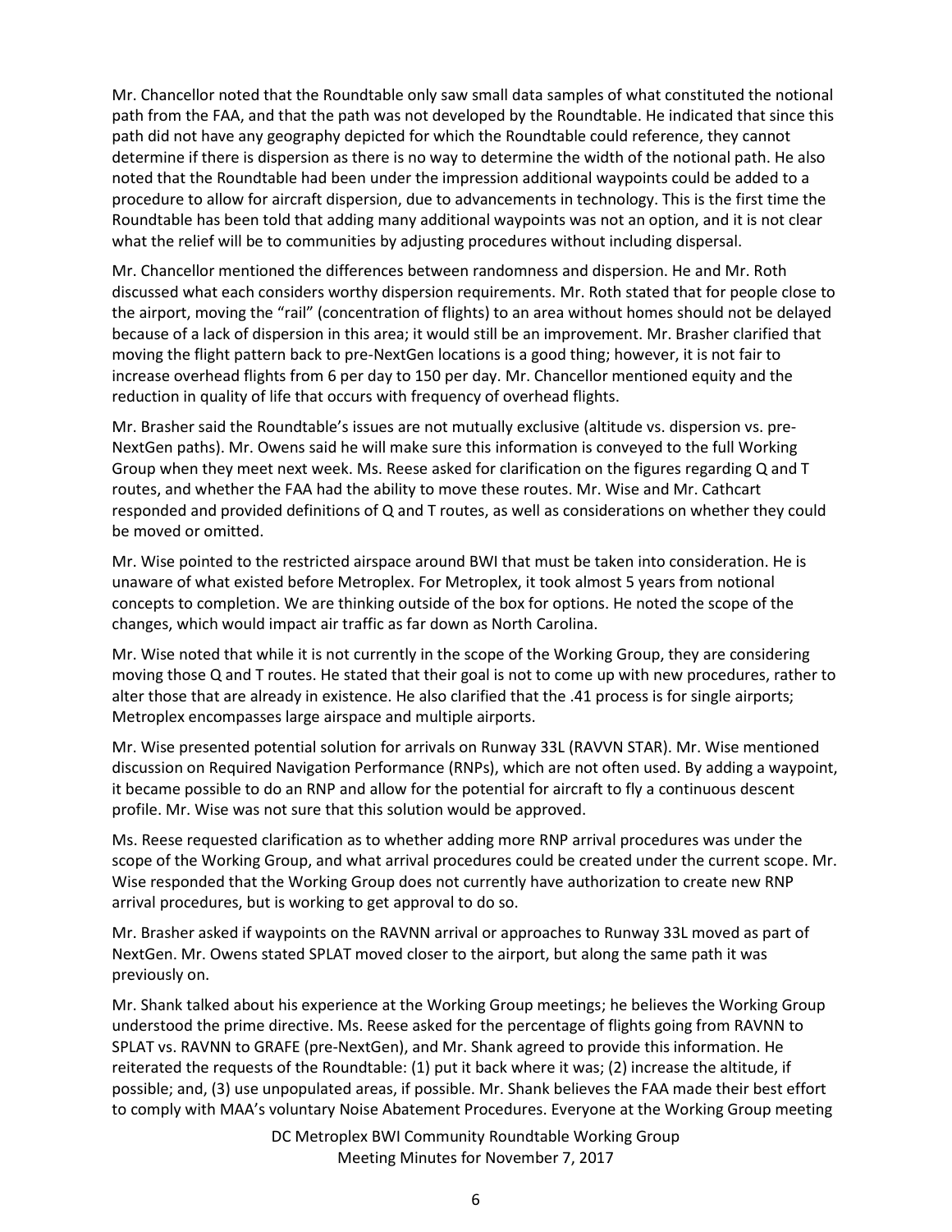Mr. Chancellor noted that the Roundtable only saw small data samples of what constituted the notional path from the FAA, and that the path was not developed by the Roundtable. He indicated that since this path did not have any geography depicted for which the Roundtable could reference, they cannot determine if there is dispersion as there is no way to determine the width of the notional path. He also noted that the Roundtable had been under the impression additional waypoints could be added to a procedure to allow for aircraft dispersion, due to advancements in technology. This is the first time the Roundtable has been told that adding many additional waypoints was not an option, and it is not clear what the relief will be to communities by adjusting procedures without including dispersal.

Mr. Chancellor mentioned the differences between randomness and dispersion. He and Mr. Roth discussed what each considers worthy dispersion requirements. Mr. Roth stated that for people close to the airport, moving the "rail" (concentration of flights) to an area without homes should not be delayed because of a lack of dispersion in this area; it would still be an improvement. Mr. Brasher clarified that moving the flight pattern back to pre-NextGen locations is a good thing; however, it is not fair to increase overhead flights from 6 per day to 150 per day. Mr. Chancellor mentioned equity and the reduction in quality of life that occurs with frequency of overhead flights.

Mr. Brasher said the Roundtable's issues are not mutually exclusive (altitude vs. dispersion vs. pre-NextGen paths). Mr. Owens said he will make sure this information is conveyed to the full Working Group when they meet next week. Ms. Reese asked for clarification on the figures regarding Q and T routes, and whether the FAA had the ability to move these routes. Mr. Wise and Mr. Cathcart responded and provided definitions of Q and T routes, as well as considerations on whether they could be moved or omitted.

Mr. Wise pointed to the restricted airspace around BWI that must be taken into consideration. He is unaware of what existed before Metroplex. For Metroplex, it took almost 5 years from notional concepts to completion. We are thinking outside of the box for options. He noted the scope of the changes, which would impact air traffic as far down as North Carolina.

Mr. Wise noted that while it is not currently in the scope of the Working Group, they are considering moving those Q and T routes. He stated that their goal is not to come up with new procedures, rather to alter those that are already in existence. He also clarified that the .41 process is for single airports; Metroplex encompasses large airspace and multiple airports.

Mr. Wise presented potential solution for arrivals on Runway 33L (RAVVN STAR). Mr. Wise mentioned discussion on Required Navigation Performance (RNPs), which are not often used. By adding a waypoint, it became possible to do an RNP and allow for the potential for aircraft to fly a continuous descent profile. Mr. Wise was not sure that this solution would be approved.

Ms. Reese requested clarification as to whether adding more RNP arrival procedures was under the scope of the Working Group, and what arrival procedures could be created under the current scope. Mr. Wise responded that the Working Group does not currently have authorization to create new RNP arrival procedures, but is working to get approval to do so.

Mr. Brasher asked if waypoints on the RAVNN arrival or approaches to Runway 33L moved as part of NextGen. Mr. Owens stated SPLAT moved closer to the airport, but along the same path it was previously on.

Mr. Shank talked about his experience at the Working Group meetings; he believes the Working Group understood the prime directive. Ms. Reese asked for the percentage of flights going from RAVNN to SPLAT vs. RAVNN to GRAFE (pre-NextGen), and Mr. Shank agreed to provide this information. He reiterated the requests of the Roundtable: (1) put it back where it was; (2) increase the altitude, if possible; and, (3) use unpopulated areas, if possible. Mr. Shank believes the FAA made their best effort to comply with MAA's voluntary Noise Abatement Procedures. Everyone at the Working Group meeting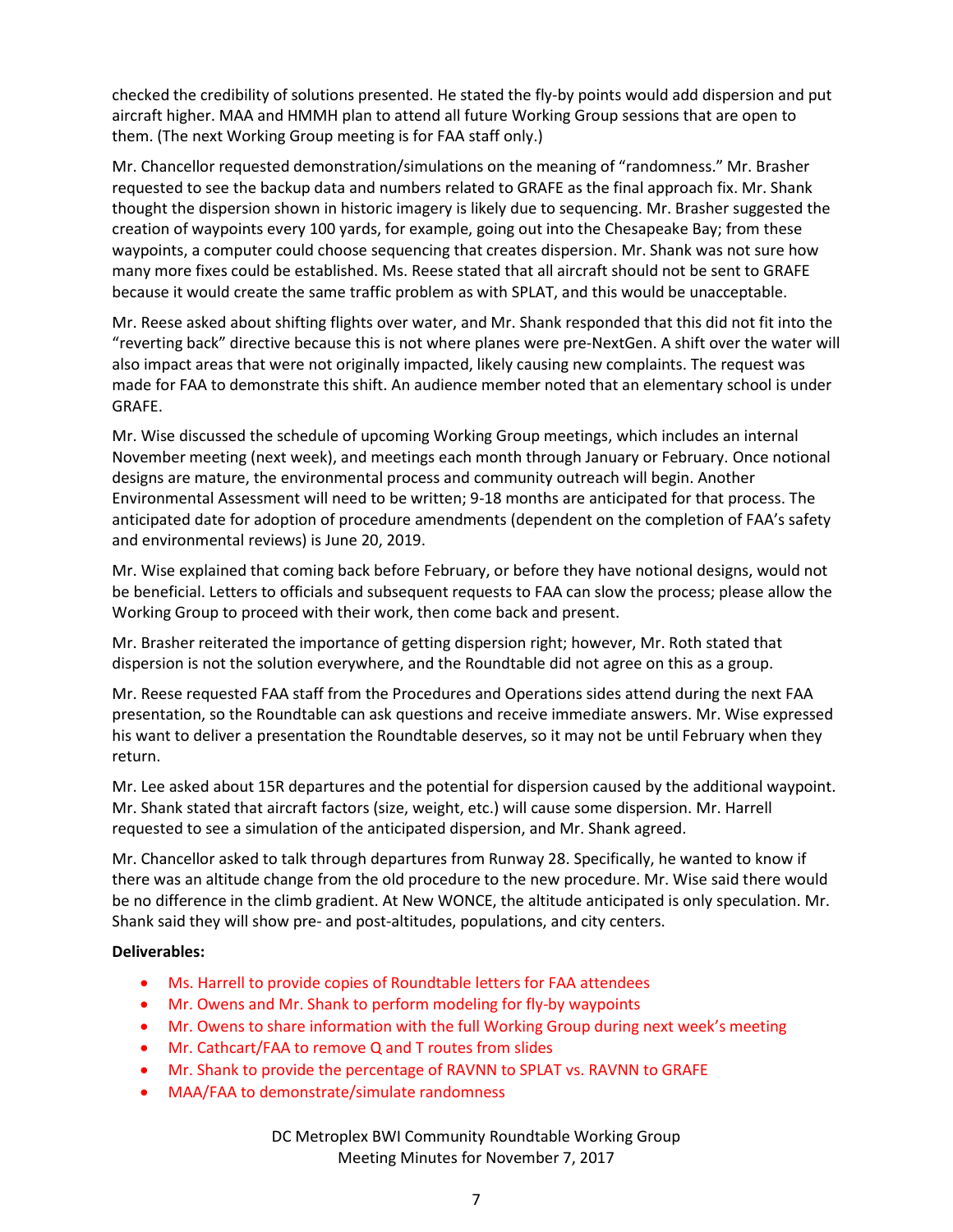checked the credibility of solutions presented. He stated the fly-by points would add dispersion and put aircraft higher. MAA and HMMH plan to attend all future Working Group sessions that are open to them. (The next Working Group meeting is for FAA staff only.)

Mr. Chancellor requested demonstration/simulations on the meaning of "randomness." Mr. Brasher requested to see the backup data and numbers related to GRAFE as the final approach fix. Mr. Shank thought the dispersion shown in historic imagery is likely due to sequencing. Mr. Brasher suggested the creation of waypoints every 100 yards, for example, going out into the Chesapeake Bay; from these waypoints, a computer could choose sequencing that creates dispersion. Mr. Shank was not sure how many more fixes could be established. Ms. Reese stated that all aircraft should not be sent to GRAFE because it would create the same traffic problem as with SPLAT, and this would be unacceptable.

Mr. Reese asked about shifting flights over water, and Mr. Shank responded that this did not fit into the "reverting back" directive because this is not where planes were pre-NextGen. A shift over the water will also impact areas that were not originally impacted, likely causing new complaints. The request was made for FAA to demonstrate this shift. An audience member noted that an elementary school is under GRAFE.

Mr. Wise discussed the schedule of upcoming Working Group meetings, which includes an internal November meeting (next week), and meetings each month through January or February. Once notional designs are mature, the environmental process and community outreach will begin. Another Environmental Assessment will need to be written; 9-18 months are anticipated for that process. The anticipated date for adoption of procedure amendments (dependent on the completion of FAA's safety and environmental reviews) is June 20, 2019.

Mr. Wise explained that coming back before February, or before they have notional designs, would not be beneficial. Letters to officials and subsequent requests to FAA can slow the process; please allow the Working Group to proceed with their work, then come back and present.

Mr. Brasher reiterated the importance of getting dispersion right; however, Mr. Roth stated that dispersion is not the solution everywhere, and the Roundtable did not agree on this as a group.

Mr. Reese requested FAA staff from the Procedures and Operations sides attend during the next FAA presentation, so the Roundtable can ask questions and receive immediate answers. Mr. Wise expressed his want to deliver a presentation the Roundtable deserves, so it may not be until February when they return.

Mr. Lee asked about 15R departures and the potential for dispersion caused by the additional waypoint. Mr. Shank stated that aircraft factors (size, weight, etc.) will cause some dispersion. Mr. Harrell requested to see a simulation of the anticipated dispersion, and Mr. Shank agreed.

Mr. Chancellor asked to talk through departures from Runway 28. Specifically, he wanted to know if there was an altitude change from the old procedure to the new procedure. Mr. Wise said there would be no difference in the climb gradient. At New WONCE, the altitude anticipated is only speculation. Mr. Shank said they will show pre- and post-altitudes, populations, and city centers.

**Deliverables:**

- Ms. Harrell to provide copies of Roundtable letters for FAA attendees
- Mr. Owens and Mr. Shank to perform modeling for fly-by waypoints
- Mr. Owens to share information with the full Working Group during next week's meeting
- Mr. Cathcart/FAA to remove Q and T routes from slides
- Mr. Shank to provide the percentage of RAVNN to SPLAT vs. RAVNN to GRAFE
- MAA/FAA to demonstrate/simulate randomness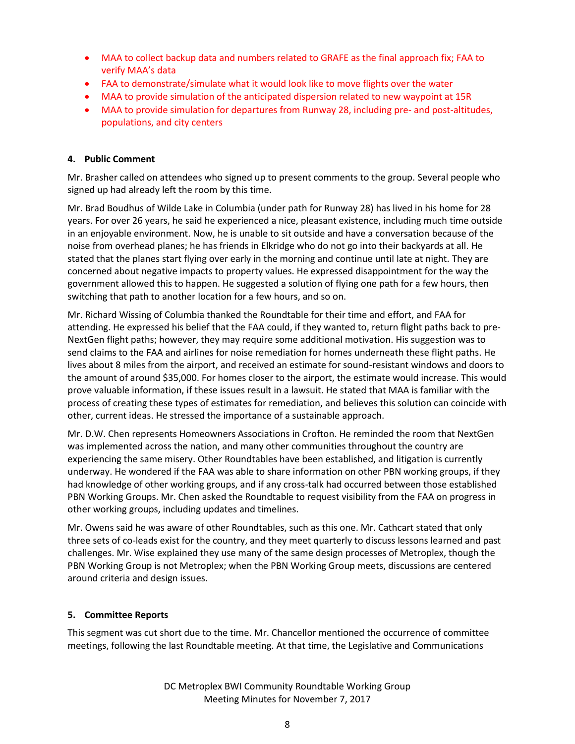- MAA to collect backup data and numbers related to GRAFE as the final approach fix; FAA to verify MAA's data
- FAA to demonstrate/simulate what it would look like to move flights over the water
- MAA to provide simulation of the anticipated dispersion related to new waypoint at 15R
- MAA to provide simulation for departures from Runway 28, including pre- and post-altitudes, populations, and city centers

**4. Public Comment**

Mr. Brasher called on attendees who signed up to present comments to the group. Several people who signed up had already left the room by this time.

Mr. Brad Boudhus of Wilde Lake in Columbia (under path for Runway 28) has lived in his home for 28 years. For over 26 years, he said he experienced a nice, pleasant existence, including much time outside in an enjoyable environment. Now, he is unable to sit outside and have a conversation because of the noise from overhead planes; he has friends in Elkridge who do not go into their backyards at all. He stated that the planes start flying over early in the morning and continue until late at night. They are concerned about negative impacts to property values. He expressed disappointment for the way the government allowed this to happen. He suggested a solution of flying one path for a few hours, then switching that path to another location for a few hours, and so on.

Mr. Richard Wissing of Columbia thanked the Roundtable for their time and effort, and FAA for attending. He expressed his belief that the FAA could, if they wanted to, return flight paths back to pre-NextGen flight paths; however, they may require some additional motivation. His suggestion was to send claims to the FAA and airlines for noise remediation for homes underneath these flight paths. He lives about 8 miles from the airport, and received an estimate for sound-resistant windows and doors to the amount of around $35,000. For homes closer to the airport, the estimate would increase. This would prove valuable information, if these issues result in a lawsuit. He stated that MAA is familiar with the process of creating these types of estimates for remediation, and believes this solution can coincide with other, current ideas. He stressed the importance of a sustainable approach.

Mr. D.W. Chen represents Homeowners Associations in Crofton. He reminded the room that NextGen was implemented across the nation, and many other communities throughout the country are experiencing the same misery. Other Roundtables have been established, and litigation is currently underway. He wondered if the FAA was able to share information on other PBN working groups, if they had knowledge of other working groups, and if any cross-talk had occurred between those established PBN Working Groups. Mr. Chen asked the Roundtable to request visibility from the FAA on progress in other working groups, including updates and timelines.

Mr. Owens said he was aware of other Roundtables, such as this one. Mr. Cathcart stated that only three sets of co-leads exist for the country, and they meet quarterly to discuss lessons learned and past challenges. Mr. Wise explained they use many of the same design processes of Metroplex, though the PBN Working Group is not Metroplex; when the PBN Working Group meets, discussions are centered around criteria and design issues.

**5. Committee Reports**

This segment was cut short due to the time. Mr. Chancellor mentioned the occurrence of committee meetings, following the last Roundtable meeting. At that time, the Legislative and Communications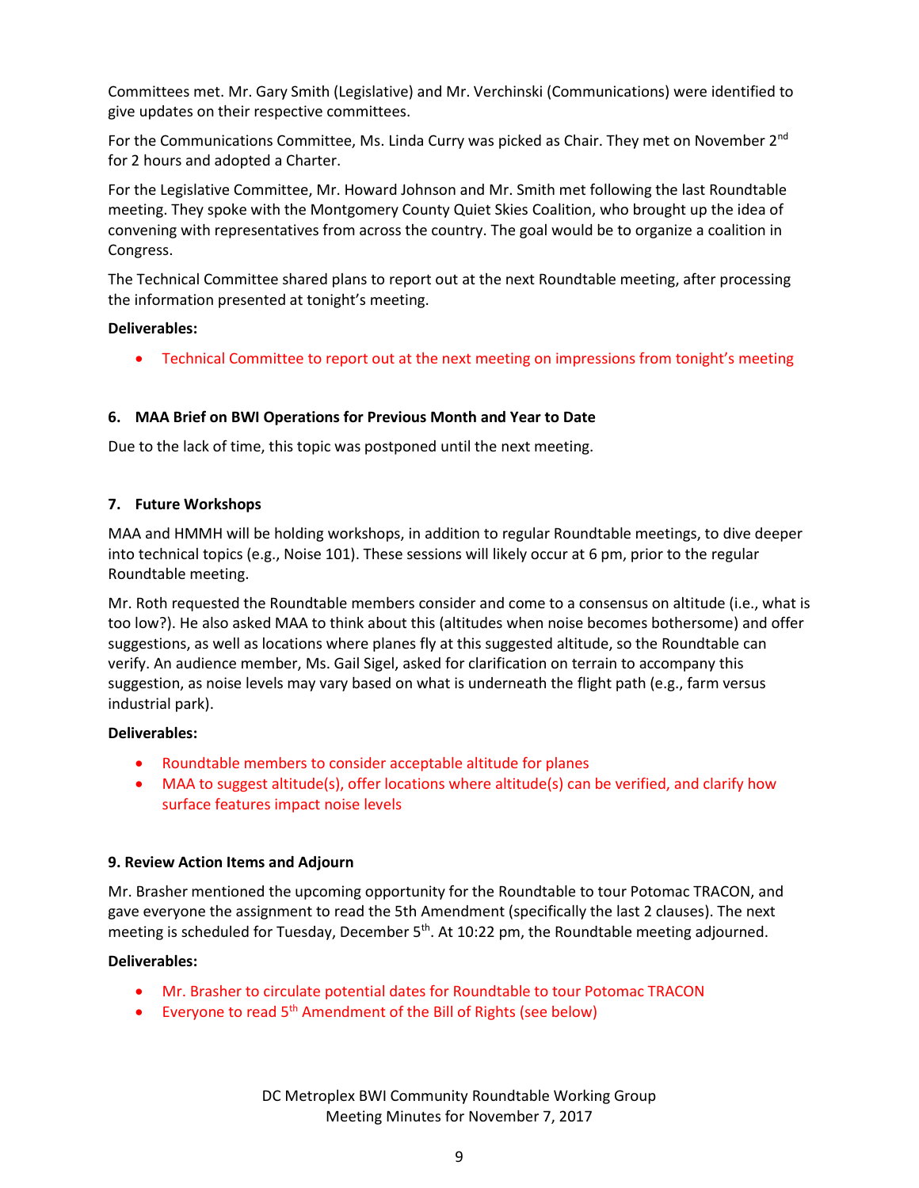Committees met. Mr. Gary Smith (Legislative) and Mr. Verchinski (Communications) were identified to give updates on their respective committees.

For the Communications Committee, Ms. Linda Curry was picked as Chair. They met on November 2nd for 2 hours and adopted a Charter.

For the Legislative Committee, Mr. Howard Johnson and Mr. Smith met following the last Roundtable meeting. They spoke with the Montgomery County Quiet Skies Coalition, who brought up the idea of convening with representatives from across the country. The goal would be to organize a coalition in Congress.

The Technical Committee shared plans to report out at the next Roundtable meeting, after processing the information presented at tonight's meeting.

**Deliverables:**

- Technical Committee to report out at the next meeting on impressions from tonight's meeting

### 6. MAA Brief on BWI Operations for Previous Month and Year to Date

Due to the lack of time, this topic was postponed until the next meeting.

### 7. Future Workshops

MAA and HMMH will be holding workshops, in addition to regular Roundtable meetings, to dive deeper into technical topics (e.g., Noise 101). These sessions will likely occur at 6 pm, prior to the regular Roundtable meeting.

Mr. Roth requested the Roundtable members consider and come to a consensus on altitude (i.e., what is too low?). He also asked MAA to think about this (altitudes when noise becomes bothersome) and offer suggestions, as well as locations where planes fly at this suggested altitude, so the Roundtable can verify. An audience member, Ms. Gail Sigel, asked for clarification on terrain to accompany this suggestion, as noise levels may vary based on what is underneath the flight path (e.g., farm versus industrial park).

**Deliverables:**

- Roundtable members to consider acceptable altitude for planes
- MAA to suggest altitude(s), offer locations where altitude(s) can be verified, and clarify how surface features impact noise levels

### 9. Review Action Items and Adjourn

Mr. Brasher mentioned the upcoming opportunity for the Roundtable to tour Potomac TRACON, and gave everyone the assignment to read the 5th Amendment (specifically the last 2 clauses). The next meeting is scheduled for Tuesday, December 5th. At 10:22 pm, the Roundtable meeting adjourned.

**Deliverables:**

- Mr. Brasher to circulate potential dates for Roundtable to tour Potomac TRACON
- Everyone to read 5th Amendment of the Bill of Rights (see below)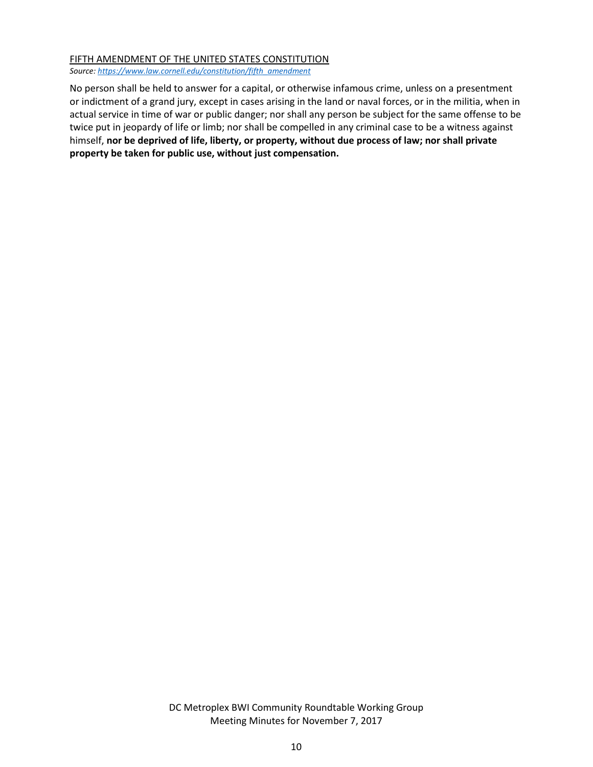FIFTH AMENDMENT OF THE UNITED STATES CONSTITUTION

*Source: https://www.law.cornell.edu/constitution/fifth_amendment*

No person shall be held to answer for a capital, or otherwise infamous crime, unless on a presentment or indictment of a grand jury, except in cases arising in the land or naval forces, or in the militia, when in actual service in time of war or public danger; nor shall any person be subject for the same offense to be twice put in jeopardy of life or limb; nor shall be compelled in any criminal case to be a witness against himself, **nor be deprived of life, liberty, or property, without due process of law; nor shall private property be taken for public use, without just compensation.**